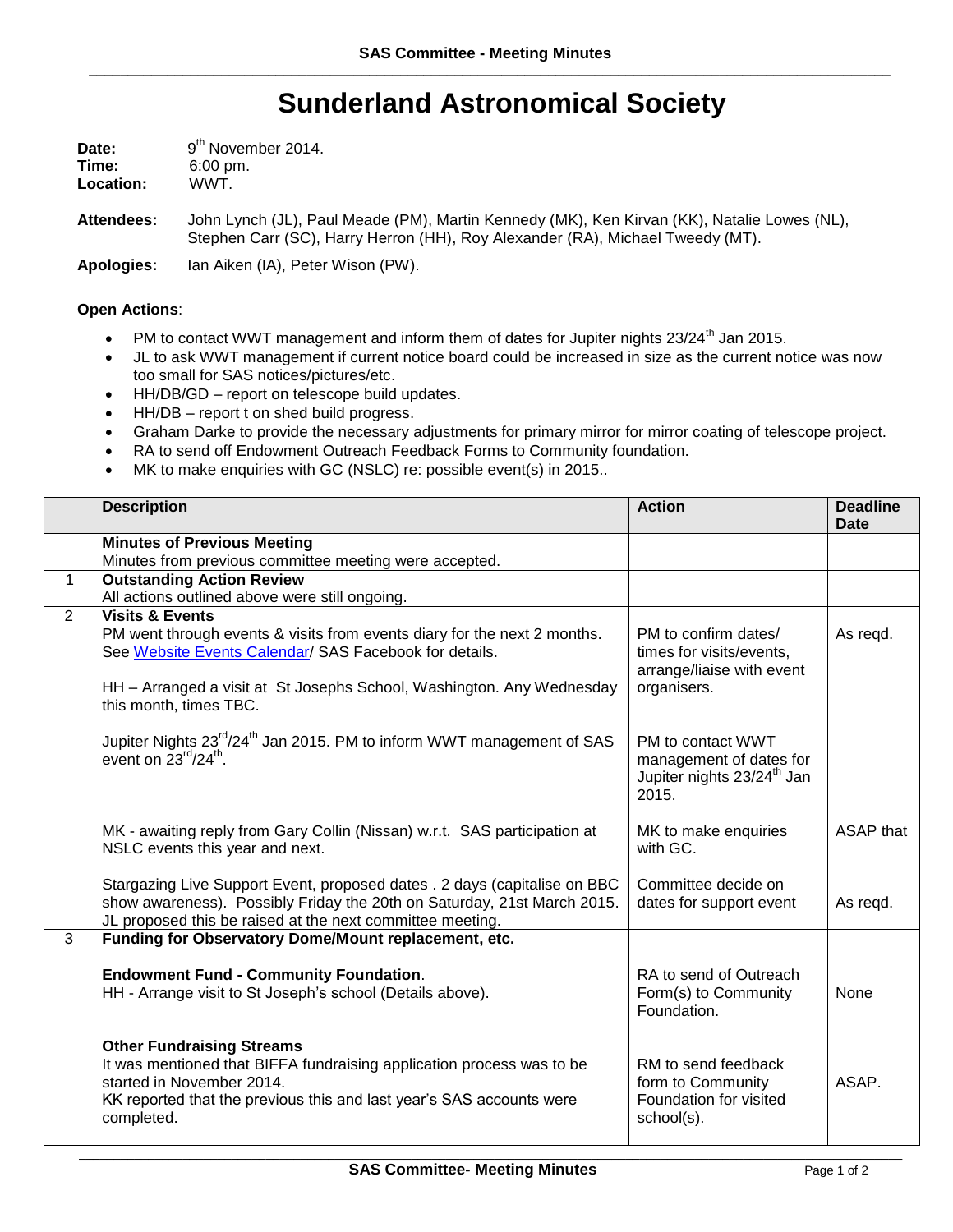# Sunderland Astronomical Society

**Date:** 9th November 2014.
**Time:** 6:00 pm.
**Location:** WWT.

**Attendees:** John Lynch (JL), Paul Meade (PM), Martin Kennedy (MK), Ken Kirvan (KK), Natalie Lowes (NL), Stephen Carr (SC), Harry Herron (HH), Roy Alexander (RA), Michael Tweedy (MT).

**Apologies:** Ian Aiken (IA), Peter Wison (PW).

**Open Actions**:

- PM to contact WWT management and inform them of dates for Jupiter nights 23/24th Jan 2015.
- JL to ask WWT management if current notice board could be increased in size as the current notice was now too small for SAS notices/pictures/etc.
- HH/DB/GD – report on telescope build updates.
- HH/DB – report t on shed build progress.
- Graham Darke to provide the necessary adjustments for primary mirror for mirror coating of telescope project.
- RA to send off Endowment Outreach Feedback Forms to Community foundation.
- MK to make enquiries with GC (NSLC) re: possible event(s) in 2015..

| | Description | Action | Deadline Date |
|---|---|---|---|
| | **Minutes of Previous Meeting**<br>Minutes from previous committee meeting were accepted. | | |
| 1 | **Outstanding Action Review**<br>All actions outlined above were still ongoing. | | |
| 2 | **Visits & Events**<br>PM went through events & visits from events diary for the next 2 months. See Website Events Calendar/ SAS Facebook for details.<br><br>HH – Arranged a visit at St Josephs School, Washington. Any Wednesday this month, times TBC. | PM to confirm dates/ times for visits/events, arrange/liaise with event organisers. | As reqd. |
| | Jupiter Nights 23rd/24th Jan 2015. PM to inform WWT management of SAS event on 23rd/24th. | PM to contact WWT management of dates for Jupiter nights 23/24th Jan 2015. | |
| | MK - awaiting reply from Gary Collin (Nissan) w.r.t. SAS participation at NSLC events this year and next. | MK to make enquiries with GC. | ASAP that |
| | Stargazing Live Support Event, proposed dates . 2 days (capitalise on BBC show awareness). Possibly Friday the 20th on Saturday, 21st March 2015. JL proposed this be raised at the next committee meeting. | Committee decide on dates for support event | As reqd. |
| 3 | **Funding for Observatory Dome/Mount replacement, etc.**<br><br>**Endowment Fund - Community Foundation**.<br>HH - Arrange visit to St Joseph's school (Details above). | RA to send of Outreach Form(s) to Community Foundation. | None |
| | **Other Fundraising Streams**<br>It was mentioned that BIFFA fundraising application process was to be started in November 2014.<br>KK reported that the previous this and last year's SAS accounts were completed. | RM to send feedback form to Community Foundation for visited school(s). | ASAP. |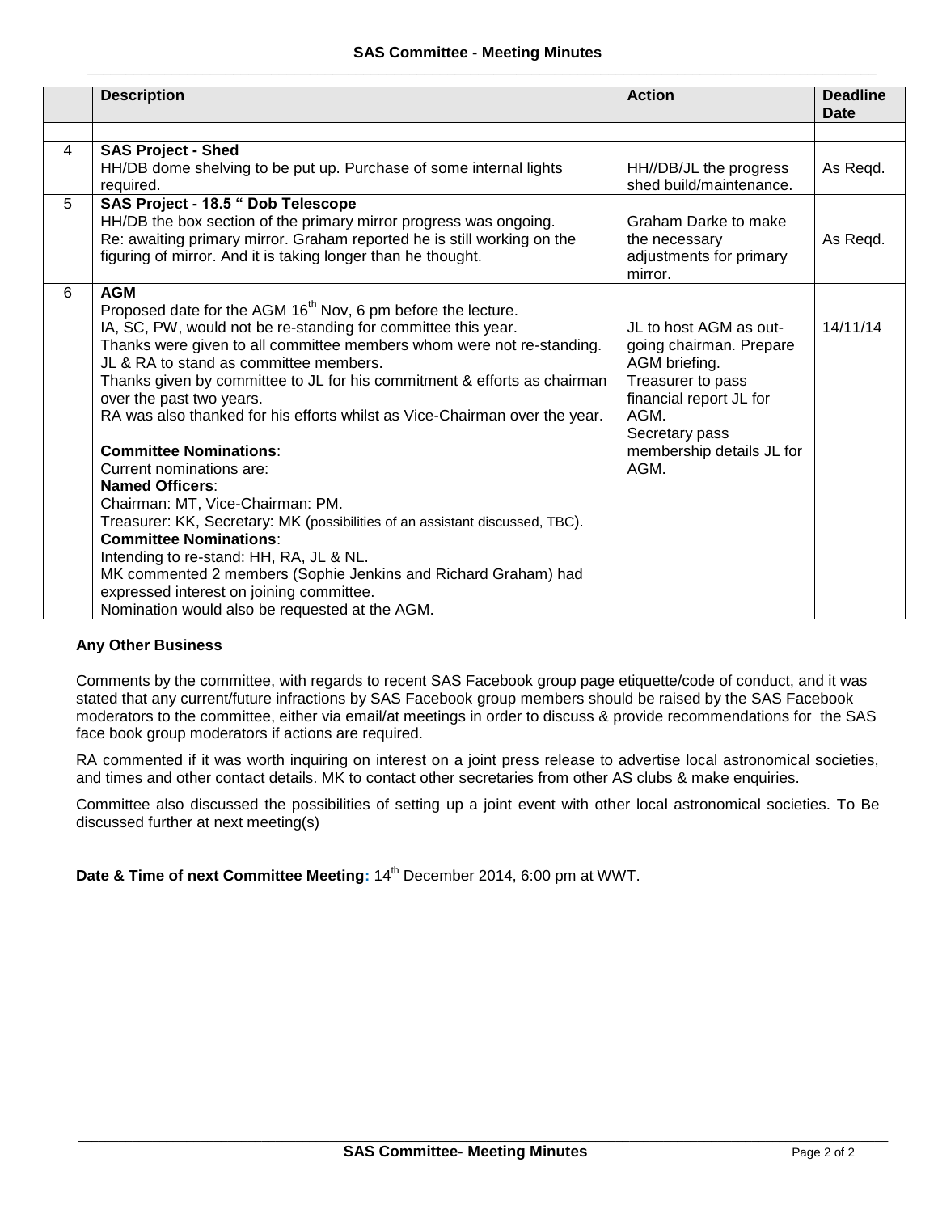| | Description | Action | Deadline Date |
|---|---|---|---|
| | | | |
| 4 | **SAS Project - Shed**<br>HH/DB dome shelving to be put up. Purchase of some internal lights required. | HH//DB/JL the progress shed build/maintenance. | As Reqd. |
| 5 | **SAS Project - 18.5 " Dob Telescope**<br>HH/DB the box section of the primary mirror progress was ongoing.<br>Re: awaiting primary mirror. Graham reported he is still working on the figuring of mirror. And it is taking longer than he thought. | Graham Darke to make the necessary adjustments for primary mirror. | As Reqd. |
| 6 | **AGM**<br>Proposed date for the AGM 16th Nov, 6 pm before the lecture.<br>IA, SC, PW, would not be re-standing for committee this year.<br>Thanks were given to all committee members whom were not re-standing.<br>JL & RA to stand as committee members.<br>Thanks given by committee to JL for his commitment & efforts as chairman over the past two years.<br>RA was also thanked for his efforts whilst as Vice-Chairman over the year.<br><br>**Committee Nominations**:<br>Current nominations are:<br>**Named Officers**:<br>Chairman: MT, Vice-Chairman: PM.<br>Treasurer: KK, Secretary: MK (possibilities of an assistant discussed, TBC).<br>**Committee Nominations**:<br>Intending to re-stand: HH, RA, JL & NL.<br>MK commented 2 members (Sophie Jenkins and Richard Graham) had expressed interest on joining committee.<br>Nomination would also be requested at the AGM. | JL to host AGM as out-going chairman. Prepare AGM briefing.<br>Treasurer to pass financial report JL for AGM.<br>Secretary pass membership details JL for AGM. | 14/11/14 |

**Any Other Business**

Comments by the committee, with regards to recent SAS Facebook group page etiquette/code of conduct, and it was stated that any current/future infractions by SAS Facebook group members should be raised by the SAS Facebook moderators to the committee, either via email/at meetings in order to discuss & provide recommendations for the SAS face book group moderators if actions are required.

RA commented if it was worth inquiring on interest on a joint press release to advertise local astronomical societies, and times and other contact details. MK to contact other secretaries from other AS clubs & make enquiries.

Committee also discussed the possibilities of setting up a joint event with other local astronomical societies. To Be discussed further at next meeting(s)

**Date & Time of next Committee Meeting:** 14th December 2014, 6:00 pm at WWT.